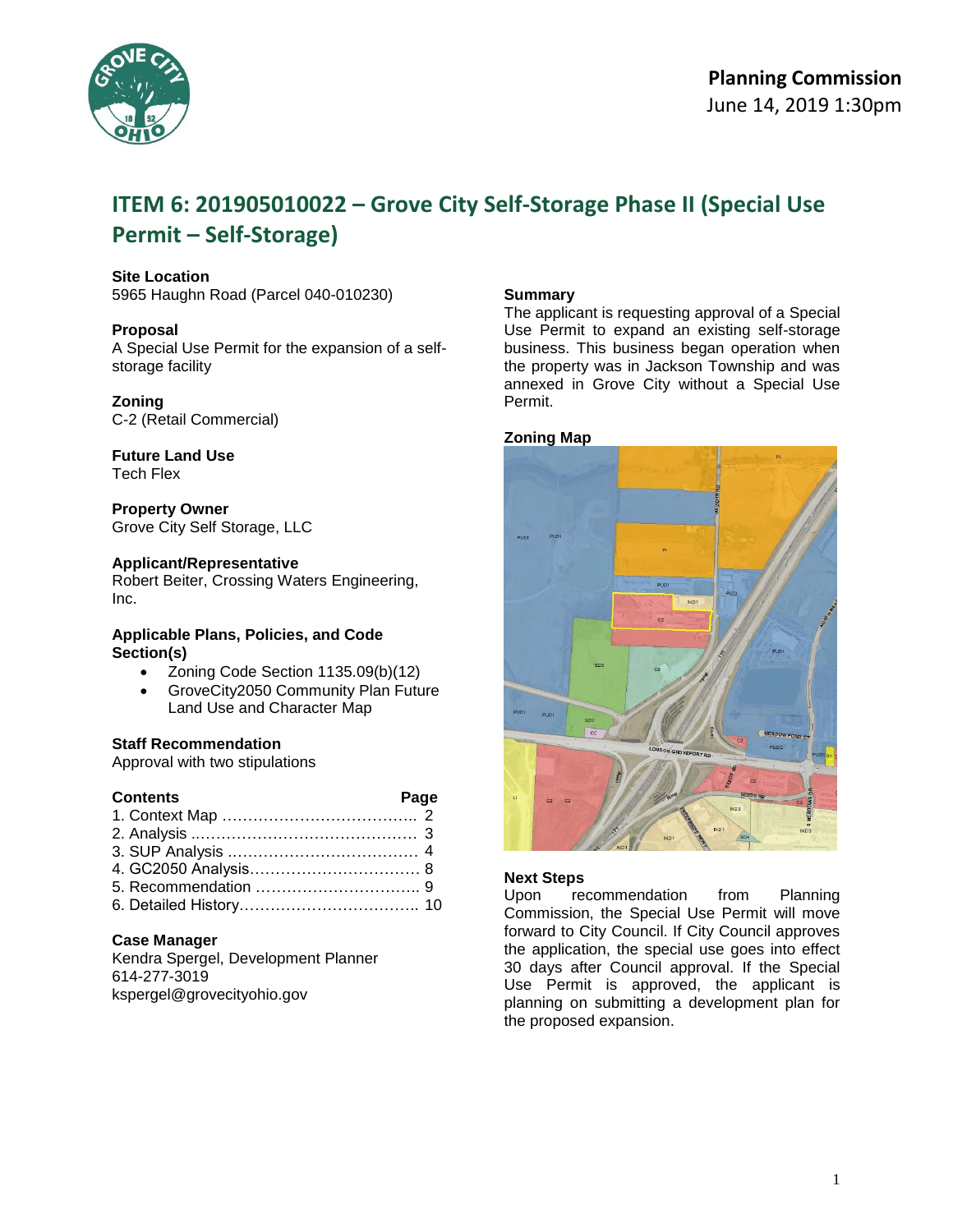**Planning Commission**
June 14, 2019 1:30pm

# ITEM 6: 201905010022 – Grove City Self-Storage Phase II (Special Use Permit – Self-Storage)

**Site Location**
5965 Haughn Road (Parcel 040-010230)

**Proposal**
A Special Use Permit for the expansion of a self-storage facility

**Zoning**
C-2 (Retail Commercial)

**Future Land Use**
Tech Flex

**Property Owner**
Grove City Self Storage, LLC

**Applicant/Representative**
Robert Beiter, Crossing Waters Engineering, Inc.

**Applicable Plans, Policies, and Code Section(s)**

- Zoning Code Section 1135.09(b)(12)
- GroveCity2050 Community Plan Future Land Use and Character Map

**Staff Recommendation**
Approval with two stipulations

| Contents | Page |
|---|---|
| 1. Context Map | 2 |
| 2. Analysis | 3 |
| 3. SUP Analysis | 4 |
| 4. GC2050 Analysis | 8 |
| 5. Recommendation | 9 |
| 6. Detailed History | 10 |

**Case Manager**
Kendra Spergel, Development Planner
614-277-3019
kspergel@grovecityohio.gov

**Summary**
The applicant is requesting approval of a Special Use Permit to expand an existing self-storage business. This business began operation when the property was in Jackson Township and was annexed in Grove City without a Special Use Permit.

**Zoning Map**

**Next Steps**
Upon recommendation from Planning Commission, the Special Use Permit will move forward to City Council. If City Council approves the application, the special use goes into effect 30 days after Council approval. If the Special Use Permit is approved, the applicant is planning on submitting a development plan for the proposed expansion.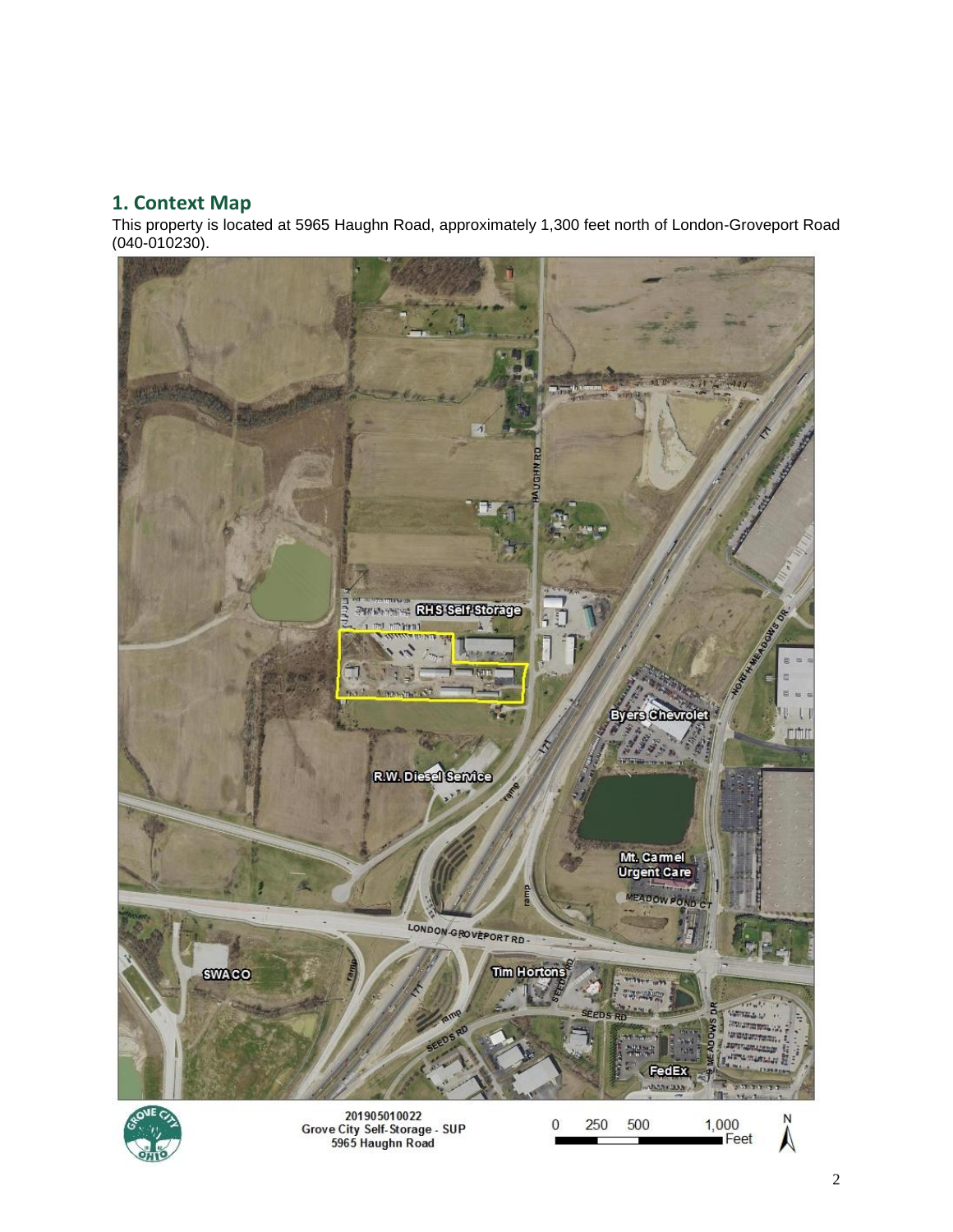## 1. Context Map

This property is located at 5965 Haughn Road, approximately 1,300 feet north of London-Groveport Road (040-010230).

201905010022
Grove City Self-Storage - SUP
5965 Haughn Road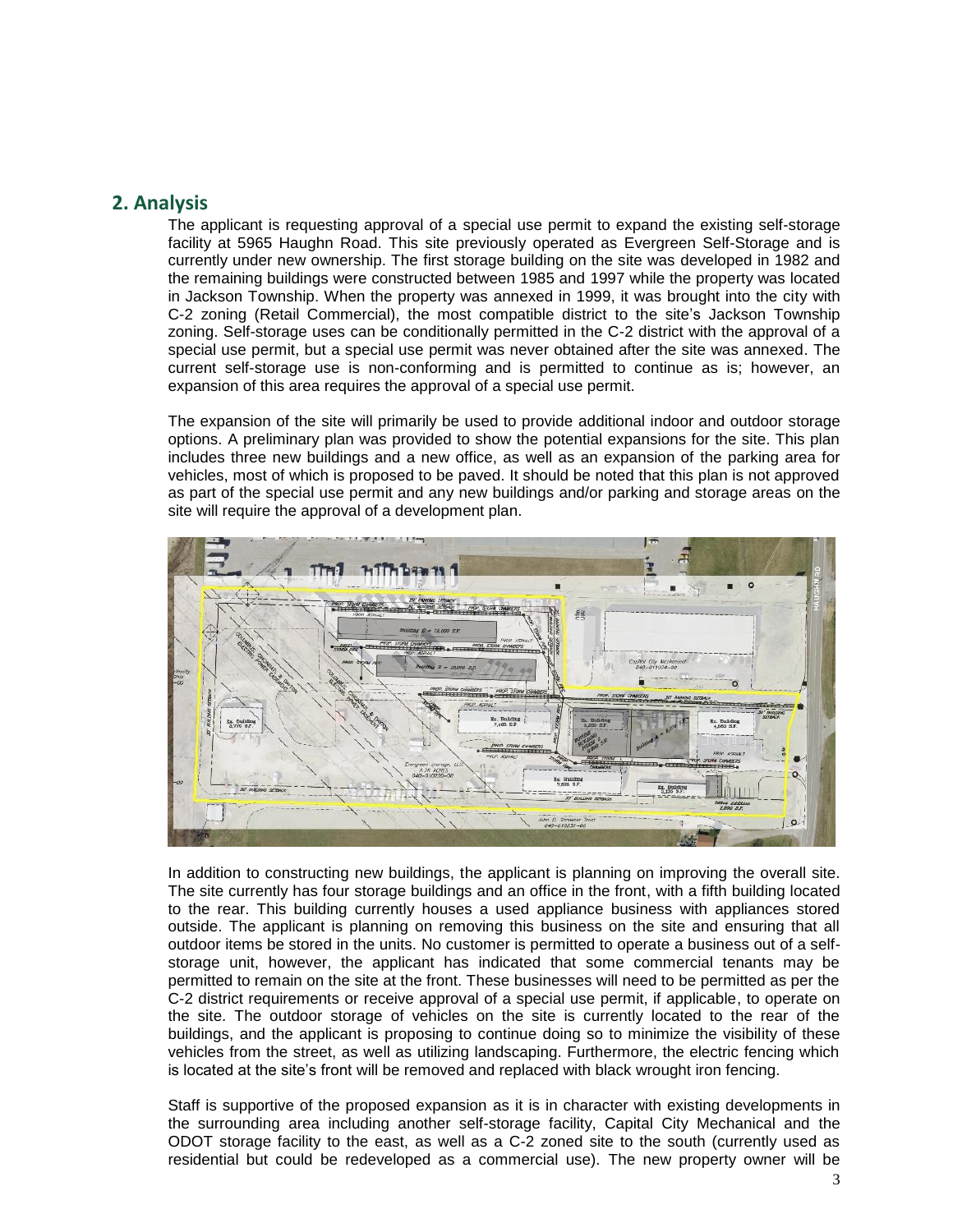## 2. Analysis

The applicant is requesting approval of a special use permit to expand the existing self-storage facility at 5965 Haughn Road. This site previously operated as Evergreen Self-Storage and is currently under new ownership. The first storage building on the site was developed in 1982 and the remaining buildings were constructed between 1985 and 1997 while the property was located in Jackson Township. When the property was annexed in 1999, it was brought into the city with C-2 zoning (Retail Commercial), the most compatible district to the site's Jackson Township zoning. Self-storage uses can be conditionally permitted in the C-2 district with the approval of a special use permit, but a special use permit was never obtained after the site was annexed. The current self-storage use is non-conforming and is permitted to continue as is; however, an expansion of this area requires the approval of a special use permit.

The expansion of the site will primarily be used to provide additional indoor and outdoor storage options. A preliminary plan was provided to show the potential expansions for the site. This plan includes three new buildings and a new office, as well as an expansion of the parking area for vehicles, most of which is proposed to be paved. It should be noted that this plan is not approved as part of the special use permit and any new buildings and/or parking and storage areas on the site will require the approval of a development plan.

In addition to constructing new buildings, the applicant is planning on improving the overall site. The site currently has four storage buildings and an office in the front, with a fifth building located to the rear. This building currently houses a used appliance business with appliances stored outside. The applicant is planning on removing this business on the site and ensuring that all outdoor items be stored in the units. No customer is permitted to operate a business out of a self-storage unit, however, the applicant has indicated that some commercial tenants may be permitted to remain on the site at the front. These businesses will need to be permitted as per the C-2 district requirements or receive approval of a special use permit, if applicable, to operate on the site. The outdoor storage of vehicles on the site is currently located to the rear of the buildings, and the applicant is proposing to continue doing so to minimize the visibility of these vehicles from the street, as well as utilizing landscaping. Furthermore, the electric fencing which is located at the site's front will be removed and replaced with black wrought iron fencing.

Staff is supportive of the proposed expansion as it is in character with existing developments in the surrounding area including another self-storage facility, Capital City Mechanical and the ODOT storage facility to the east, as well as a C-2 zoned site to the south (currently used as residential but could be redeveloped as a commercial use). The new property owner will be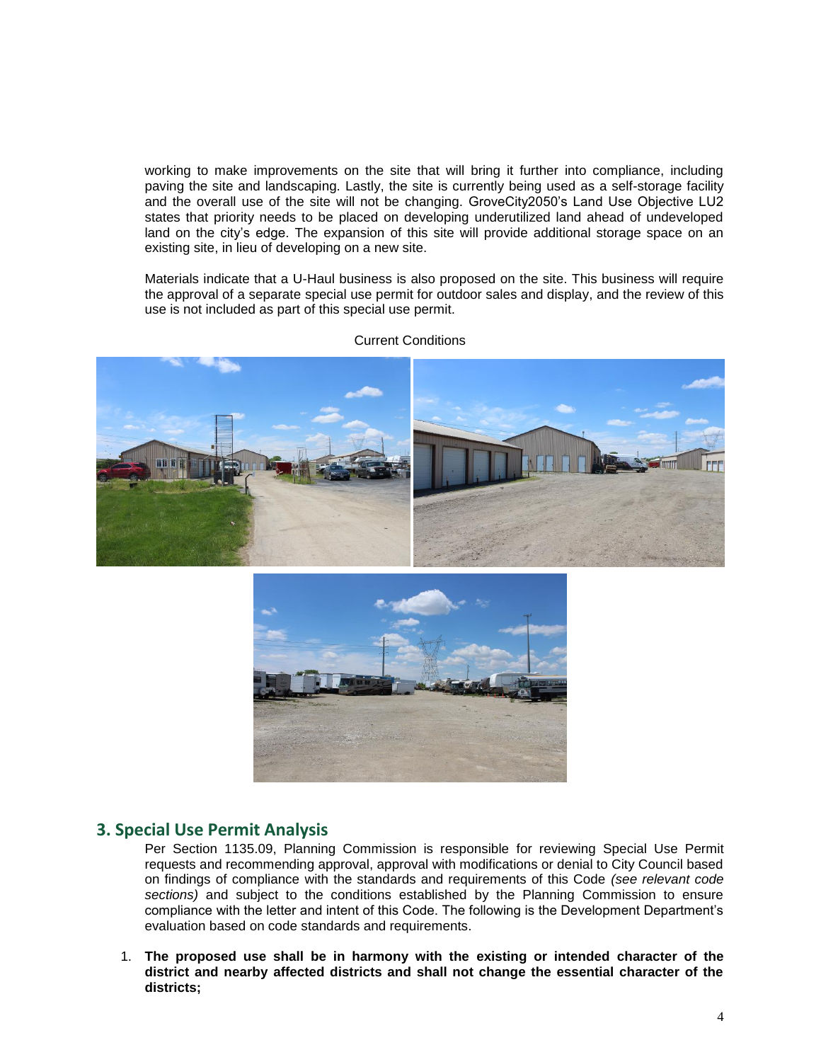working to make improvements on the site that will bring it further into compliance, including paving the site and landscaping. Lastly, the site is currently being used as a self-storage facility and the overall use of the site will not be changing. GroveCity2050's Land Use Objective LU2 states that priority needs to be placed on developing underutilized land ahead of undeveloped land on the city's edge. The expansion of this site will provide additional storage space on an existing site, in lieu of developing on a new site.

Materials indicate that a U-Haul business is also proposed on the site. This business will require the approval of a separate special use permit for outdoor sales and display, and the review of this use is not included as part of this special use permit.

Current Conditions

## 3. Special Use Permit Analysis

Per Section 1135.09, Planning Commission is responsible for reviewing Special Use Permit requests and recommending approval, approval with modifications or denial to City Council based on findings of compliance with the standards and requirements of this Code *(see relevant code sections)* and subject to the conditions established by the Planning Commission to ensure compliance with the letter and intent of this Code. The following is the Development Department's evaluation based on code standards and requirements.

1. **The proposed use shall be in harmony with the existing or intended character of the district and nearby affected districts and shall not change the essential character of the districts;**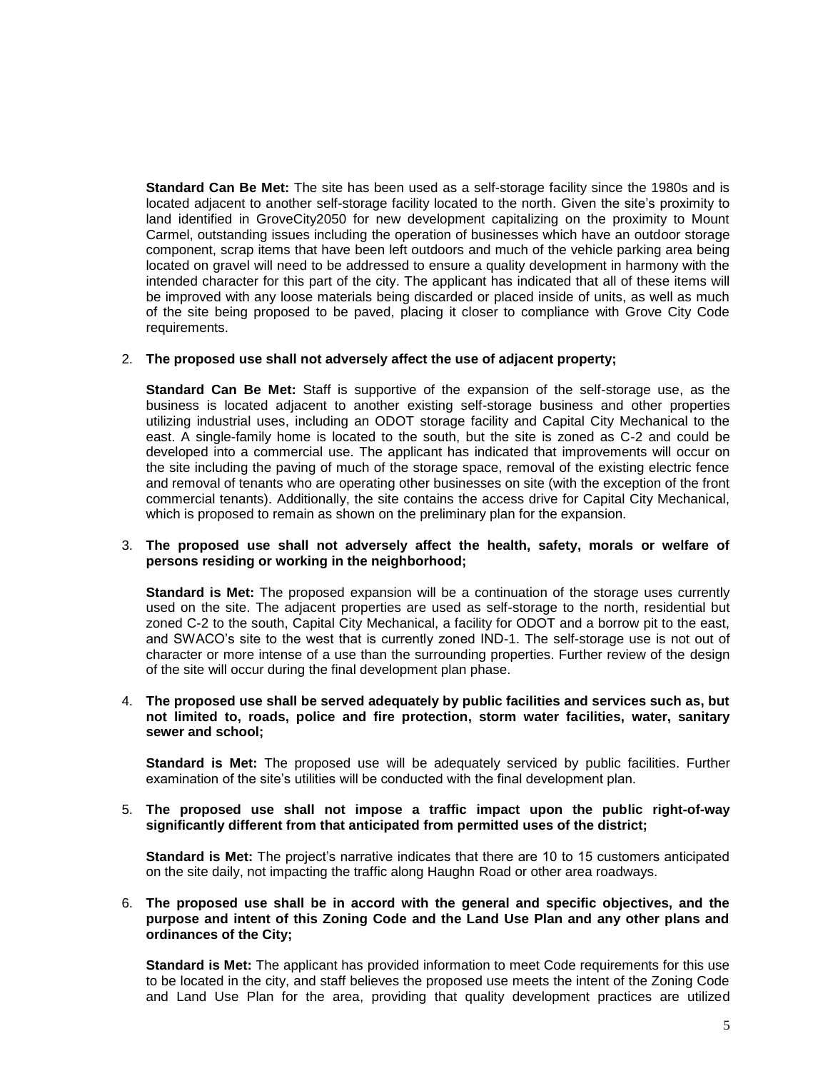**Standard Can Be Met:** The site has been used as a self-storage facility since the 1980s and is located adjacent to another self-storage facility located to the north. Given the site's proximity to land identified in GroveCity2050 for new development capitalizing on the proximity to Mount Carmel, outstanding issues including the operation of businesses which have an outdoor storage component, scrap items that have been left outdoors and much of the vehicle parking area being located on gravel will need to be addressed to ensure a quality development in harmony with the intended character for this part of the city. The applicant has indicated that all of these items will be improved with any loose materials being discarded or placed inside of units, as well as much of the site being proposed to be paved, placing it closer to compliance with Grove City Code requirements.

2. **The proposed use shall not adversely affect the use of adjacent property;**

   **Standard Can Be Met:** Staff is supportive of the expansion of the self-storage use, as the business is located adjacent to another existing self-storage business and other properties utilizing industrial uses, including an ODOT storage facility and Capital City Mechanical to the east. A single-family home is located to the south, but the site is zoned as C-2 and could be developed into a commercial use. The applicant has indicated that improvements will occur on the site including the paving of much of the storage space, removal of the existing electric fence and removal of tenants who are operating other businesses on site (with the exception of the front commercial tenants). Additionally, the site contains the access drive for Capital City Mechanical, which is proposed to remain as shown on the preliminary plan for the expansion.

3. **The proposed use shall not adversely affect the health, safety, morals or welfare of persons residing or working in the neighborhood;**

   **Standard is Met:** The proposed expansion will be a continuation of the storage uses currently used on the site. The adjacent properties are used as self-storage to the north, residential but zoned C-2 to the south, Capital City Mechanical, a facility for ODOT and a borrow pit to the east, and SWACO's site to the west that is currently zoned IND-1. The self-storage use is not out of character or more intense of a use than the surrounding properties. Further review of the design of the site will occur during the final development plan phase.

4. **The proposed use shall be served adequately by public facilities and services such as, but not limited to, roads, police and fire protection, storm water facilities, water, sanitary sewer and school;**

   **Standard is Met:** The proposed use will be adequately serviced by public facilities. Further examination of the site's utilities will be conducted with the final development plan.

5. **The proposed use shall not impose a traffic impact upon the public right-of-way significantly different from that anticipated from permitted uses of the district;**

   **Standard is Met:** The project's narrative indicates that there are 10 to 15 customers anticipated on the site daily, not impacting the traffic along Haughn Road or other area roadways.

6. **The proposed use shall be in accord with the general and specific objectives, and the purpose and intent of this Zoning Code and the Land Use Plan and any other plans and ordinances of the City;**

   **Standard is Met:** The applicant has provided information to meet Code requirements for this use to be located in the city, and staff believes the proposed use meets the intent of the Zoning Code and Land Use Plan for the area, providing that quality development practices are utilized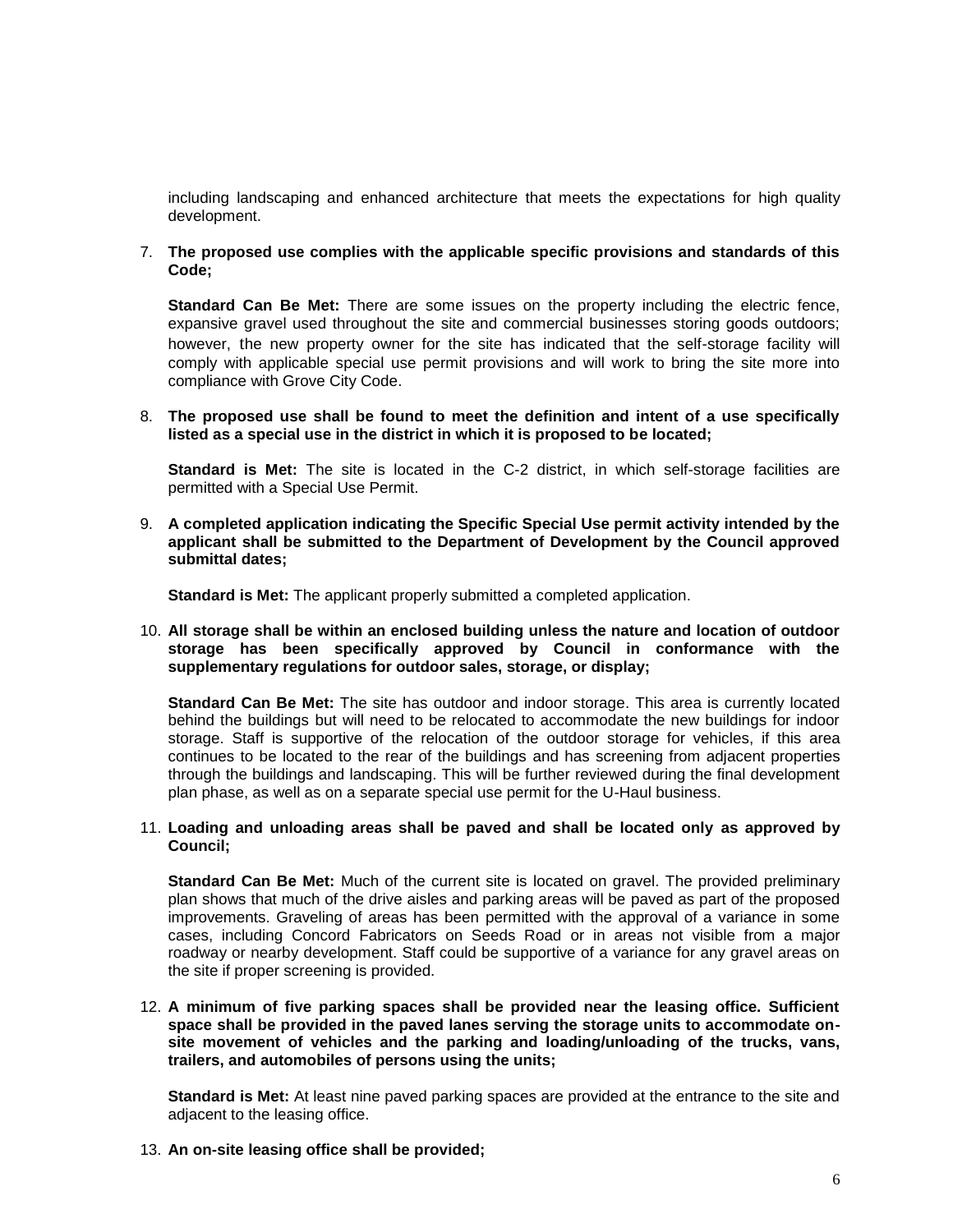including landscaping and enhanced architecture that meets the expectations for high quality development.

7. **The proposed use complies with the applicable specific provisions and standards of this Code;**

   **Standard Can Be Met:** There are some issues on the property including the electric fence, expansive gravel used throughout the site and commercial businesses storing goods outdoors; however, the new property owner for the site has indicated that the self-storage facility will comply with applicable special use permit provisions and will work to bring the site more into compliance with Grove City Code.

8. **The proposed use shall be found to meet the definition and intent of a use specifically listed as a special use in the district in which it is proposed to be located;**

   **Standard is Met:** The site is located in the C-2 district, in which self-storage facilities are permitted with a Special Use Permit.

9. **A completed application indicating the Specific Special Use permit activity intended by the applicant shall be submitted to the Department of Development by the Council approved submittal dates;**

   **Standard is Met:** The applicant properly submitted a completed application.

10. **All storage shall be within an enclosed building unless the nature and location of outdoor storage has been specifically approved by Council in conformance with the supplementary regulations for outdoor sales, storage, or display;**

    **Standard Can Be Met:** The site has outdoor and indoor storage. This area is currently located behind the buildings but will need to be relocated to accommodate the new buildings for indoor storage. Staff is supportive of the relocation of the outdoor storage for vehicles, if this area continues to be located to the rear of the buildings and has screening from adjacent properties through the buildings and landscaping. This will be further reviewed during the final development plan phase, as well as on a separate special use permit for the U-Haul business.

11. **Loading and unloading areas shall be paved and shall be located only as approved by Council;**

    **Standard Can Be Met:** Much of the current site is located on gravel. The provided preliminary plan shows that much of the drive aisles and parking areas will be paved as part of the proposed improvements. Graveling of areas has been permitted with the approval of a variance in some cases, including Concord Fabricators on Seeds Road or in areas not visible from a major roadway or nearby development. Staff could be supportive of a variance for any gravel areas on the site if proper screening is provided.

12. **A minimum of five parking spaces shall be provided near the leasing office. Sufficient space shall be provided in the paved lanes serving the storage units to accommodate on-site movement of vehicles and the parking and loading/unloading of the trucks, vans, trailers, and automobiles of persons using the units;**

    **Standard is Met:** At least nine paved parking spaces are provided at the entrance to the site and adjacent to the leasing office.

13. **An on-site leasing office shall be provided;**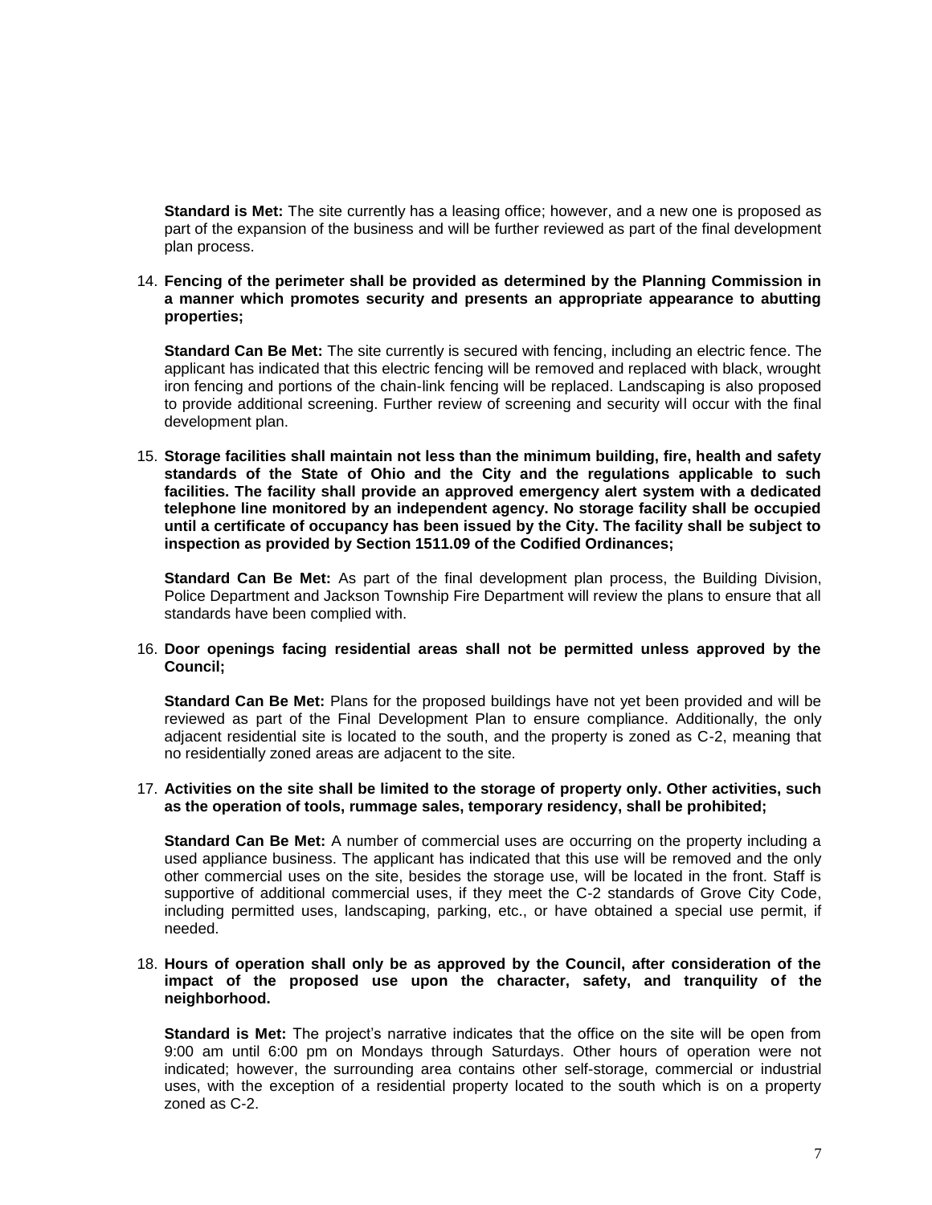**Standard is Met:** The site currently has a leasing office; however, and a new one is proposed as part of the expansion of the business and will be further reviewed as part of the final development plan process.

14. **Fencing of the perimeter shall be provided as determined by the Planning Commission in a manner which promotes security and presents an appropriate appearance to abutting properties;**

    **Standard Can Be Met:** The site currently is secured with fencing, including an electric fence. The applicant has indicated that this electric fencing will be removed and replaced with black, wrought iron fencing and portions of the chain-link fencing will be replaced. Landscaping is also proposed to provide additional screening. Further review of screening and security will occur with the final development plan.

15. **Storage facilities shall maintain not less than the minimum building, fire, health and safety standards of the State of Ohio and the City and the regulations applicable to such facilities. The facility shall provide an approved emergency alert system with a dedicated telephone line monitored by an independent agency. No storage facility shall be occupied until a certificate of occupancy has been issued by the City. The facility shall be subject to inspection as provided by Section 1511.09 of the Codified Ordinances;**

    **Standard Can Be Met:** As part of the final development plan process, the Building Division, Police Department and Jackson Township Fire Department will review the plans to ensure that all standards have been complied with.

16. **Door openings facing residential areas shall not be permitted unless approved by the Council;**

    **Standard Can Be Met:** Plans for the proposed buildings have not yet been provided and will be reviewed as part of the Final Development Plan to ensure compliance. Additionally, the only adjacent residential site is located to the south, and the property is zoned as C-2, meaning that no residentially zoned areas are adjacent to the site.

17. **Activities on the site shall be limited to the storage of property only. Other activities, such as the operation of tools, rummage sales, temporary residency, shall be prohibited;**

    **Standard Can Be Met:** A number of commercial uses are occurring on the property including a used appliance business. The applicant has indicated that this use will be removed and the only other commercial uses on the site, besides the storage use, will be located in the front. Staff is supportive of additional commercial uses, if they meet the C-2 standards of Grove City Code, including permitted uses, landscaping, parking, etc., or have obtained a special use permit, if needed.

18. **Hours of operation shall only be as approved by the Council, after consideration of the impact of the proposed use upon the character, safety, and tranquility of the neighborhood.**

    **Standard is Met:** The project's narrative indicates that the office on the site will be open from 9:00 am until 6:00 pm on Mondays through Saturdays. Other hours of operation were not indicated; however, the surrounding area contains other self-storage, commercial or industrial uses, with the exception of a residential property located to the south which is on a property zoned as C-2.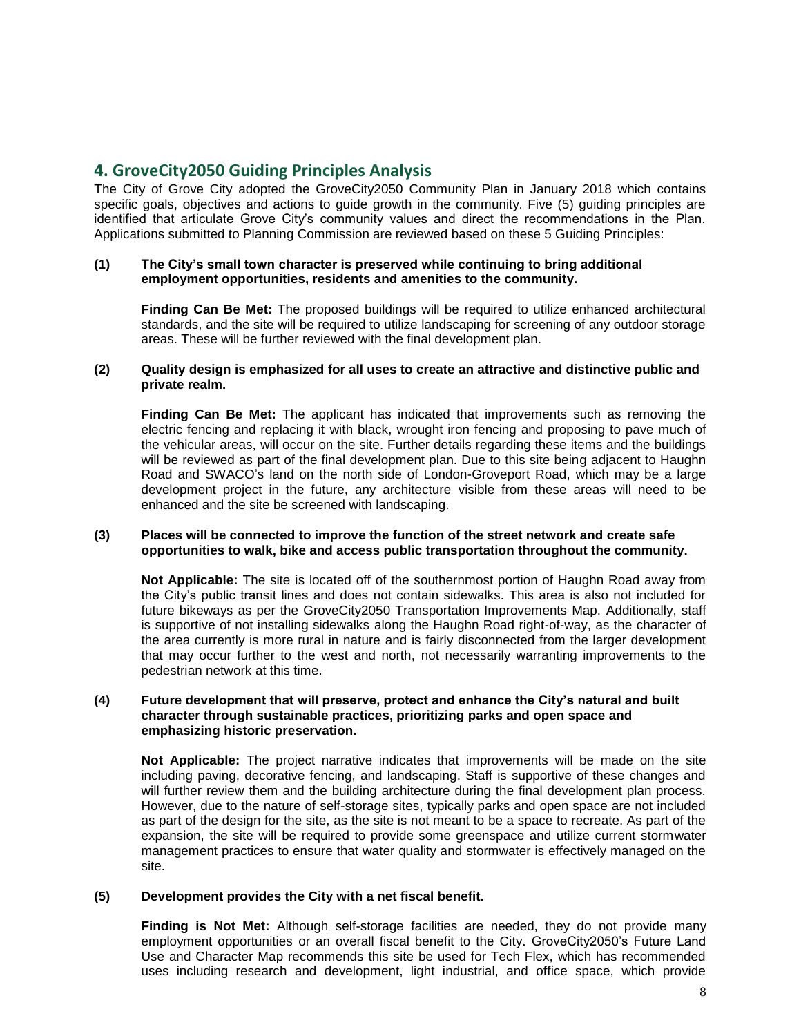## 4. GroveCity2050 Guiding Principles Analysis

The City of Grove City adopted the GroveCity2050 Community Plan in January 2018 which contains specific goals, objectives and actions to guide growth in the community. Five (5) guiding principles are identified that articulate Grove City's community values and direct the recommendations in the Plan. Applications submitted to Planning Commission are reviewed based on these 5 Guiding Principles:

**(1) The City's small town character is preserved while continuing to bring additional employment opportunities, residents and amenities to the community.**

**Finding Can Be Met:** The proposed buildings will be required to utilize enhanced architectural standards, and the site will be required to utilize landscaping for screening of any outdoor storage areas. These will be further reviewed with the final development plan.

**(2) Quality design is emphasized for all uses to create an attractive and distinctive public and private realm.**

**Finding Can Be Met:** The applicant has indicated that improvements such as removing the electric fencing and replacing it with black, wrought iron fencing and proposing to pave much of the vehicular areas, will occur on the site. Further details regarding these items and the buildings will be reviewed as part of the final development plan. Due to this site being adjacent to Haughn Road and SWACO's land on the north side of London-Groveport Road, which may be a large development project in the future, any architecture visible from these areas will need to be enhanced and the site be screened with landscaping.

**(3) Places will be connected to improve the function of the street network and create safe opportunities to walk, bike and access public transportation throughout the community.**

**Not Applicable:** The site is located off of the southernmost portion of Haughn Road away from the City's public transit lines and does not contain sidewalks. This area is also not included for future bikeways as per the GroveCity2050 Transportation Improvements Map. Additionally, staff is supportive of not installing sidewalks along the Haughn Road right-of-way, as the character of the area currently is more rural in nature and is fairly disconnected from the larger development that may occur further to the west and north, not necessarily warranting improvements to the pedestrian network at this time.

**(4) Future development that will preserve, protect and enhance the City's natural and built character through sustainable practices, prioritizing parks and open space and emphasizing historic preservation.**

**Not Applicable:** The project narrative indicates that improvements will be made on the site including paving, decorative fencing, and landscaping. Staff is supportive of these changes and will further review them and the building architecture during the final development plan process. However, due to the nature of self-storage sites, typically parks and open space are not included as part of the design for the site, as the site is not meant to be a space to recreate. As part of the expansion, the site will be required to provide some greenspace and utilize current stormwater management practices to ensure that water quality and stormwater is effectively managed on the site.

**(5) Development provides the City with a net fiscal benefit.**

**Finding is Not Met:** Although self-storage facilities are needed, they do not provide many employment opportunities or an overall fiscal benefit to the City. GroveCity2050's Future Land Use and Character Map recommends this site be used for Tech Flex, which has recommended uses including research and development, light industrial, and office space, which provide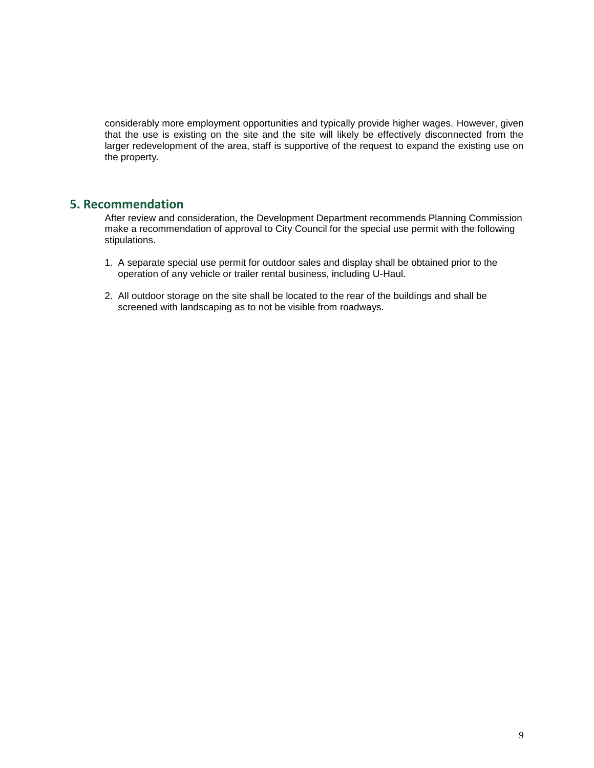considerably more employment opportunities and typically provide higher wages. However, given that the use is existing on the site and the site will likely be effectively disconnected from the larger redevelopment of the area, staff is supportive of the request to expand the existing use on the property.

## 5. Recommendation

After review and consideration, the Development Department recommends Planning Commission make a recommendation of approval to City Council for the special use permit with the following stipulations.

1. A separate special use permit for outdoor sales and display shall be obtained prior to the operation of any vehicle or trailer rental business, including U-Haul.

2. All outdoor storage on the site shall be located to the rear of the buildings and shall be screened with landscaping as to not be visible from roadways.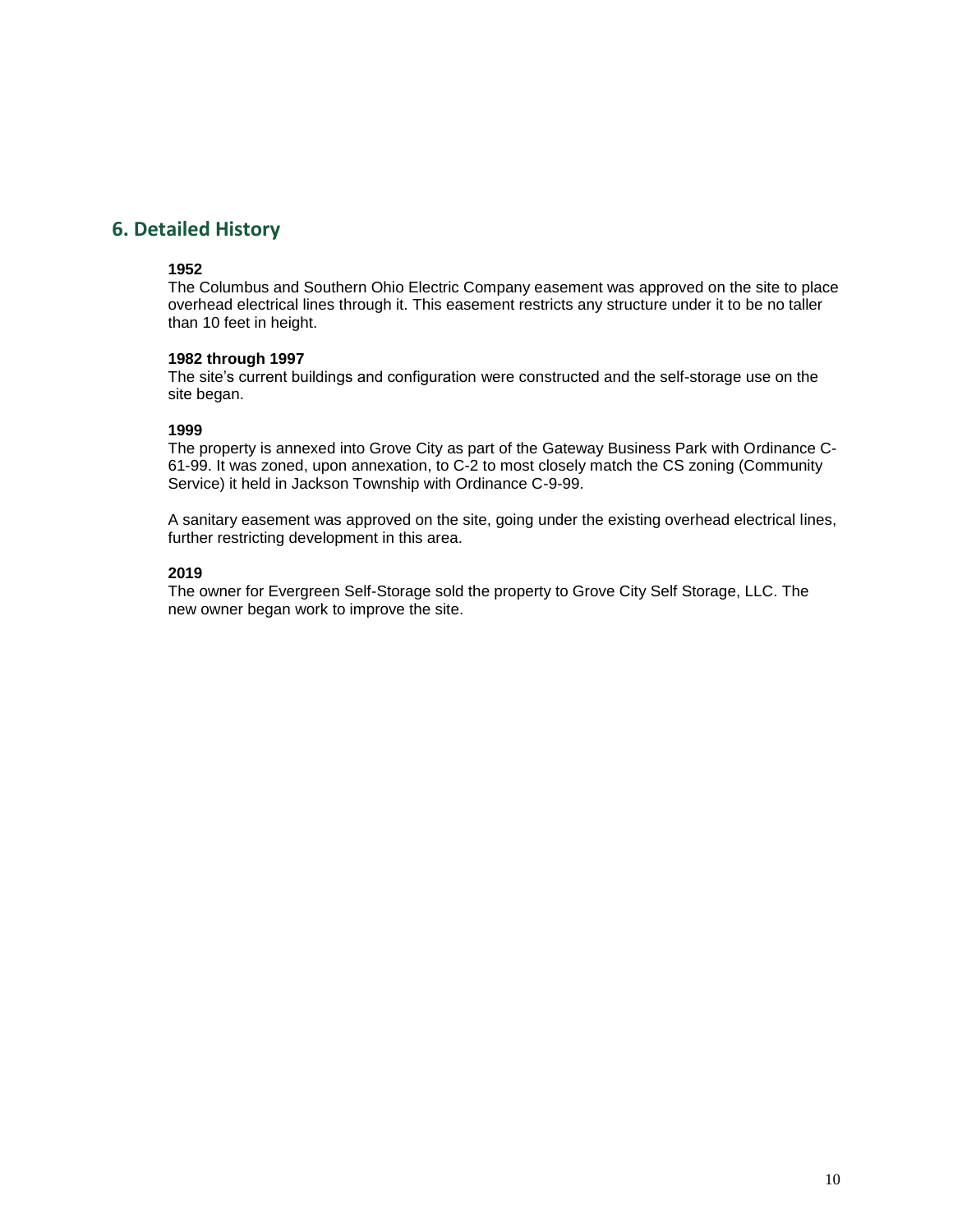## 6. Detailed History

**1952**
The Columbus and Southern Ohio Electric Company easement was approved on the site to place overhead electrical lines through it. This easement restricts any structure under it to be no taller than 10 feet in height.

**1982 through 1997**
The site's current buildings and configuration were constructed and the self-storage use on the site began.

**1999**
The property is annexed into Grove City as part of the Gateway Business Park with Ordinance C-61-99. It was zoned, upon annexation, to C-2 to most closely match the CS zoning (Community Service) it held in Jackson Township with Ordinance C-9-99.

A sanitary easement was approved on the site, going under the existing overhead electrical lines, further restricting development in this area.

**2019**
The owner for Evergreen Self-Storage sold the property to Grove City Self Storage, LLC. The new owner began work to improve the site.